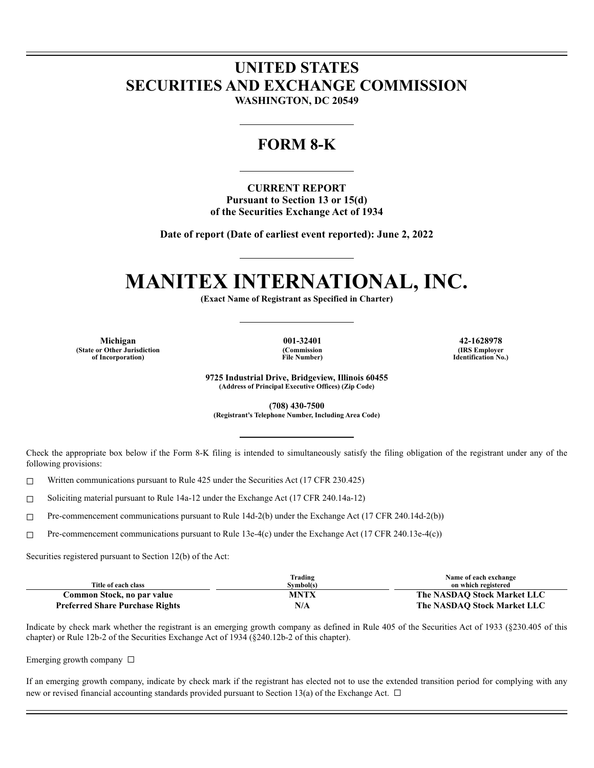# UNITED STATES
# SECURITIES AND EXCHANGE COMMISSION

**WASHINGTON, DC 20549**

## FORM 8-K

**CURRENT REPORT**
**Pursuant to Section 13 or 15(d)**
**of the Securities Exchange Act of 1934**

**Date of report (Date of earliest event reported): June 2, 2022**

# MANITEX INTERNATIONAL, INC.

**(Exact Name of Registrant as Specified in Charter)**

| Michigan | 001-32401 | 42-1628978 |
|---|---|---|
| (State or Other Jurisdiction of Incorporation) | (Commission File Number) | (IRS Employer Identification No.) |

**9725 Industrial Drive, Bridgeview, Illinois 60455**
**(Address of Principal Executive Offices) (Zip Code)**

**(708) 430-7500**
**(Registrant's Telephone Number, Including Area Code)**

Check the appropriate box below if the Form 8-K filing is intended to simultaneously satisfy the filing obligation of the registrant under any of the following provisions:

☐ Written communications pursuant to Rule 425 under the Securities Act (17 CFR 230.425)

☐ Soliciting material pursuant to Rule 14a-12 under the Exchange Act (17 CFR 240.14a-12)

☐ Pre-commencement communications pursuant to Rule 14d-2(b) under the Exchange Act (17 CFR 240.14d-2(b))

☐ Pre-commencement communications pursuant to Rule 13e-4(c) under the Exchange Act (17 CFR 240.13e-4(c))

Securities registered pursuant to Section 12(b) of the Act:

| Title of each class | Trading Symbol(s) | Name of each exchange on which registered |
|---|---|---|
| **Common Stock, no par value** | **MNTX** | **The NASDAQ Stock Market LLC** |
| **Preferred Share Purchase Rights** | **N/A** | **The NASDAQ Stock Market LLC** |

Indicate by check mark whether the registrant is an emerging growth company as defined in Rule 405 of the Securities Act of 1933 (§230.405 of this chapter) or Rule 12b-2 of the Securities Exchange Act of 1934 (§240.12b-2 of this chapter).

Emerging growth company ☐

If an emerging growth company, indicate by check mark if the registrant has elected not to use the extended transition period for complying with any new or revised financial accounting standards provided pursuant to Section 13(a) of the Exchange Act. ☐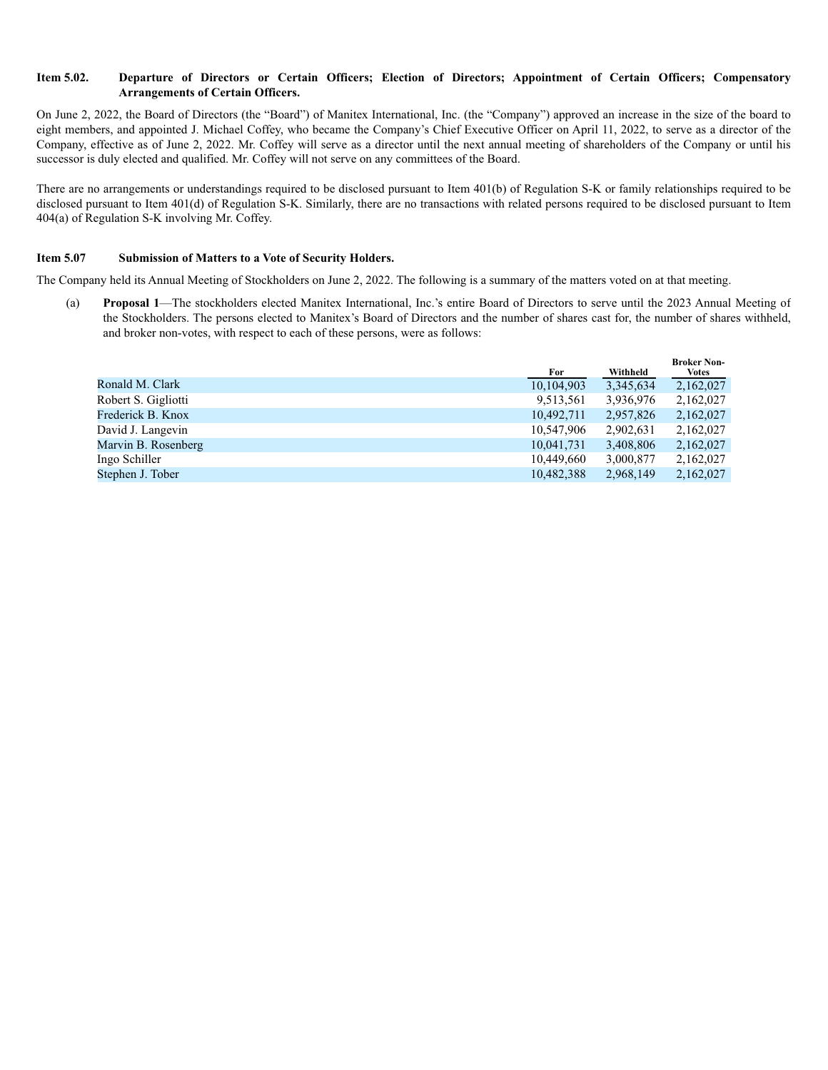**Item 5.02. Departure of Directors or Certain Officers; Election of Directors; Appointment of Certain Officers; Compensatory Arrangements of Certain Officers.**

On June 2, 2022, the Board of Directors (the "Board") of Manitex International, Inc. (the "Company") approved an increase in the size of the board to eight members, and appointed J. Michael Coffey, who became the Company's Chief Executive Officer on April 11, 2022, to serve as a director of the Company, effective as of June 2, 2022. Mr. Coffey will serve as a director until the next annual meeting of shareholders of the Company or until his successor is duly elected and qualified. Mr. Coffey will not serve on any committees of the Board.

There are no arrangements or understandings required to be disclosed pursuant to Item 401(b) of Regulation S-K or family relationships required to be disclosed pursuant to Item 401(d) of Regulation S-K. Similarly, there are no transactions with related persons required to be disclosed pursuant to Item 404(a) of Regulation S-K involving Mr. Coffey.

**Item 5.07 Submission of Matters to a Vote of Security Holders.**

The Company held its Annual Meeting of Stockholders on June 2, 2022. The following is a summary of the matters voted on at that meeting.

(a) **Proposal 1**—The stockholders elected Manitex International, Inc.'s entire Board of Directors to serve until the 2023 Annual Meeting of the Stockholders. The persons elected to Manitex's Board of Directors and the number of shares cast for, the number of shares withheld, and broker non-votes, with respect to each of these persons, were as follows:

| | For | Withheld | Broker Non-Votes |
|---|---|---|---|
| Ronald M. Clark | 10,104,903 | 3,345,634 | 2,162,027 |
| Robert S. Gigliotti | 9,513,561 | 3,936,976 | 2,162,027 |
| Frederick B. Knox | 10,492,711 | 2,957,826 | 2,162,027 |
| David J. Langevin | 10,547,906 | 2,902,631 | 2,162,027 |
| Marvin B. Rosenberg | 10,041,731 | 3,408,806 | 2,162,027 |
| Ingo Schiller | 10,449,660 | 3,000,877 | 2,162,027 |
| Stephen J. Tober | 10,482,388 | 2,968,149 | 2,162,027 |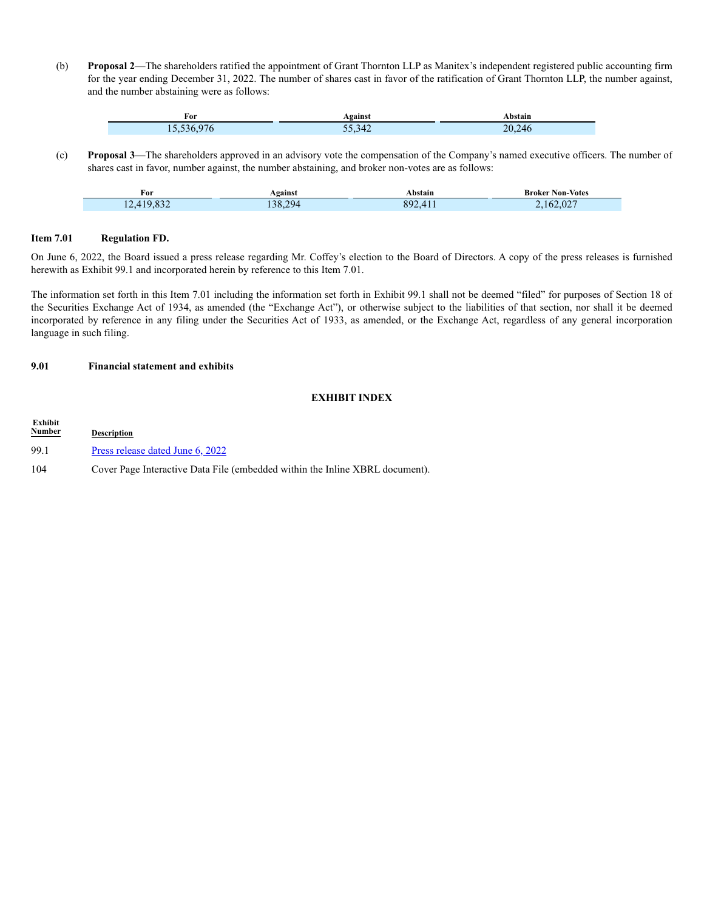(b) **Proposal 2**—The shareholders ratified the appointment of Grant Thornton LLP as Manitex's independent registered public accounting firm for the year ending December 31, 2022. The number of shares cast in favor of the ratification of Grant Thornton LLP, the number against, and the number abstaining were as follows:

| For | Against | Abstain |
|---|---|---|
| 15,536,976 | 55,342 | 20,246 |

(c) **Proposal 3**—The shareholders approved in an advisory vote the compensation of the Company's named executive officers. The number of shares cast in favor, number against, the number abstaining, and broker non-votes are as follows:

| For | Against | Abstain | Broker Non-Votes |
|---|---|---|---|
| 12,419,832 | 138,294 | 892,411 | 2,162,027 |

**Item 7.01 Regulation FD.**

On June 6, 2022, the Board issued a press release regarding Mr. Coffey's election to the Board of Directors. A copy of the press releases is furnished herewith as Exhibit 99.1 and incorporated herein by reference to this Item 7.01.

The information set forth in this Item 7.01 including the information set forth in Exhibit 99.1 shall not be deemed "filed" for purposes of Section 18 of the Securities Exchange Act of 1934, as amended (the "Exchange Act"), or otherwise subject to the liabilities of that section, nor shall it be deemed incorporated by reference in any filing under the Securities Act of 1933, as amended, or the Exchange Act, regardless of any general incorporation language in such filing.

**9.01 Financial statement and exhibits**

**EXHIBIT INDEX**

| Exhibit Number | Description |
|---|---|
| 99.1 | Press release dated June 6, 2022 |
| 104 | Cover Page Interactive Data File (embedded within the Inline XBRL document). |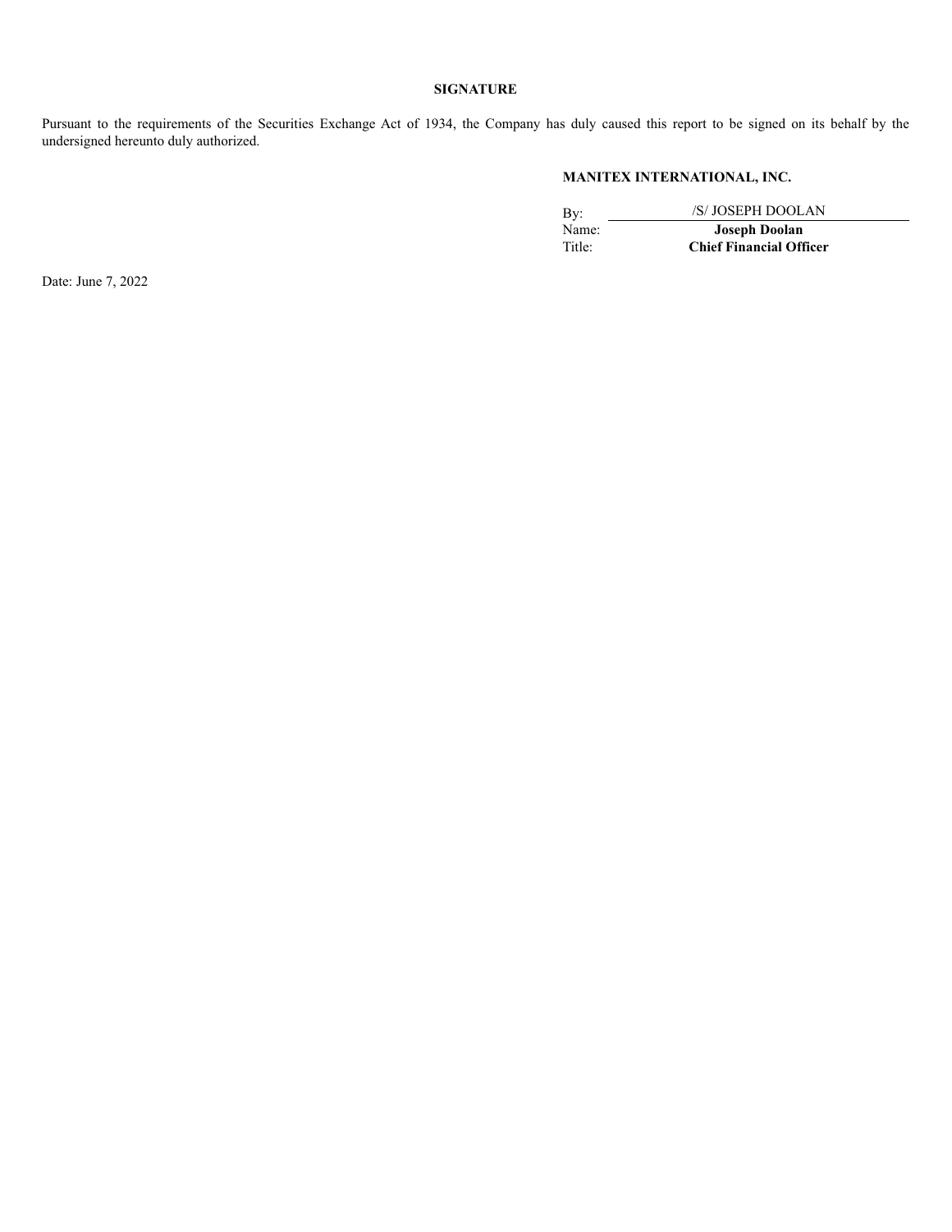**SIGNATURE**

Pursuant to the requirements of the Securities Exchange Act of 1934, the Company has duly caused this report to be signed on its behalf by the undersigned hereunto duly authorized.

**MANITEX INTERNATIONAL, INC.**

| | |
|---|---|
| By: | /S/ JOSEPH DOOLAN |
| Name: | **Joseph Doolan** |
| Title: | **Chief Financial Officer** |

Date: June 7, 2022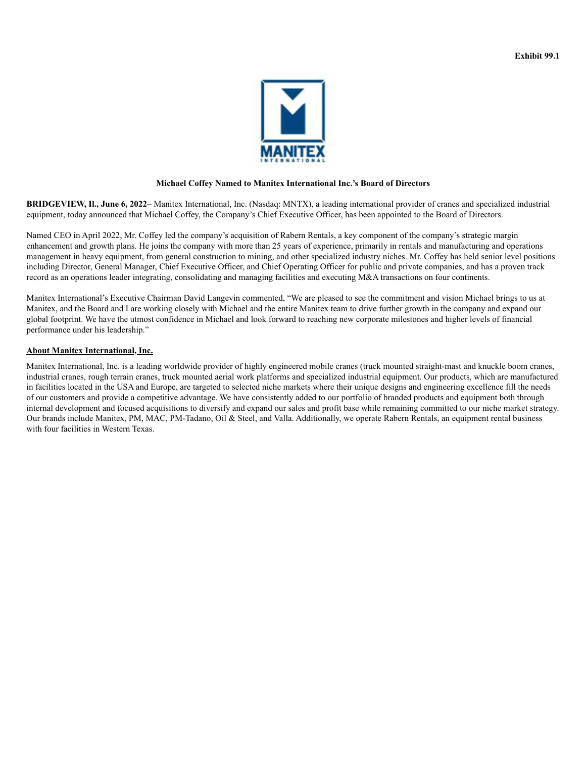Exhibit 99.1

MANITEX
INTERNATIONAL

**Michael Coffey Named to Manitex International Inc.'s Board of Directors**

**BRIDGEVIEW, Il., June 6, 2022–** Manitex International, Inc. (Nasdaq: MNTX), a leading international provider of cranes and specialized industrial equipment, today announced that Michael Coffey, the Company's Chief Executive Officer, has been appointed to the Board of Directors.

Named CEO in April 2022, Mr. Coffey led the company's acquisition of Rabern Rentals, a key component of the company's strategic margin enhancement and growth plans. He joins the company with more than 25 years of experience, primarily in rentals and manufacturing and operations management in heavy equipment, from general construction to mining, and other specialized industry niches. Mr. Coffey has held senior level positions including Director, General Manager, Chief Executive Officer, and Chief Operating Officer for public and private companies, and has a proven track record as an operations leader integrating, consolidating and managing facilities and executing M&A transactions on four continents.

Manitex International's Executive Chairman David Langevin commented, "We are pleased to see the commitment and vision Michael brings to us at Manitex, and the Board and I are working closely with Michael and the entire Manitex team to drive further growth in the company and expand our global footprint. We have the utmost confidence in Michael and look forward to reaching new corporate milestones and higher levels of financial performance under his leadership."

**About Manitex International, Inc.**

Manitex International, Inc. is a leading worldwide provider of highly engineered mobile cranes (truck mounted straight-mast and knuckle boom cranes, industrial cranes, rough terrain cranes, truck mounted aerial work platforms and specialized industrial equipment. Our products, which are manufactured in facilities located in the USA and Europe, are targeted to selected niche markets where their unique designs and engineering excellence fill the needs of our customers and provide a competitive advantage. We have consistently added to our portfolio of branded products and equipment both through internal development and focused acquisitions to diversify and expand our sales and profit base while remaining committed to our niche market strategy. Our brands include Manitex, PM, MAC, PM-Tadano, Oil & Steel, and Valla. Additionally, we operate Rabern Rentals, an equipment rental business with four facilities in Western Texas.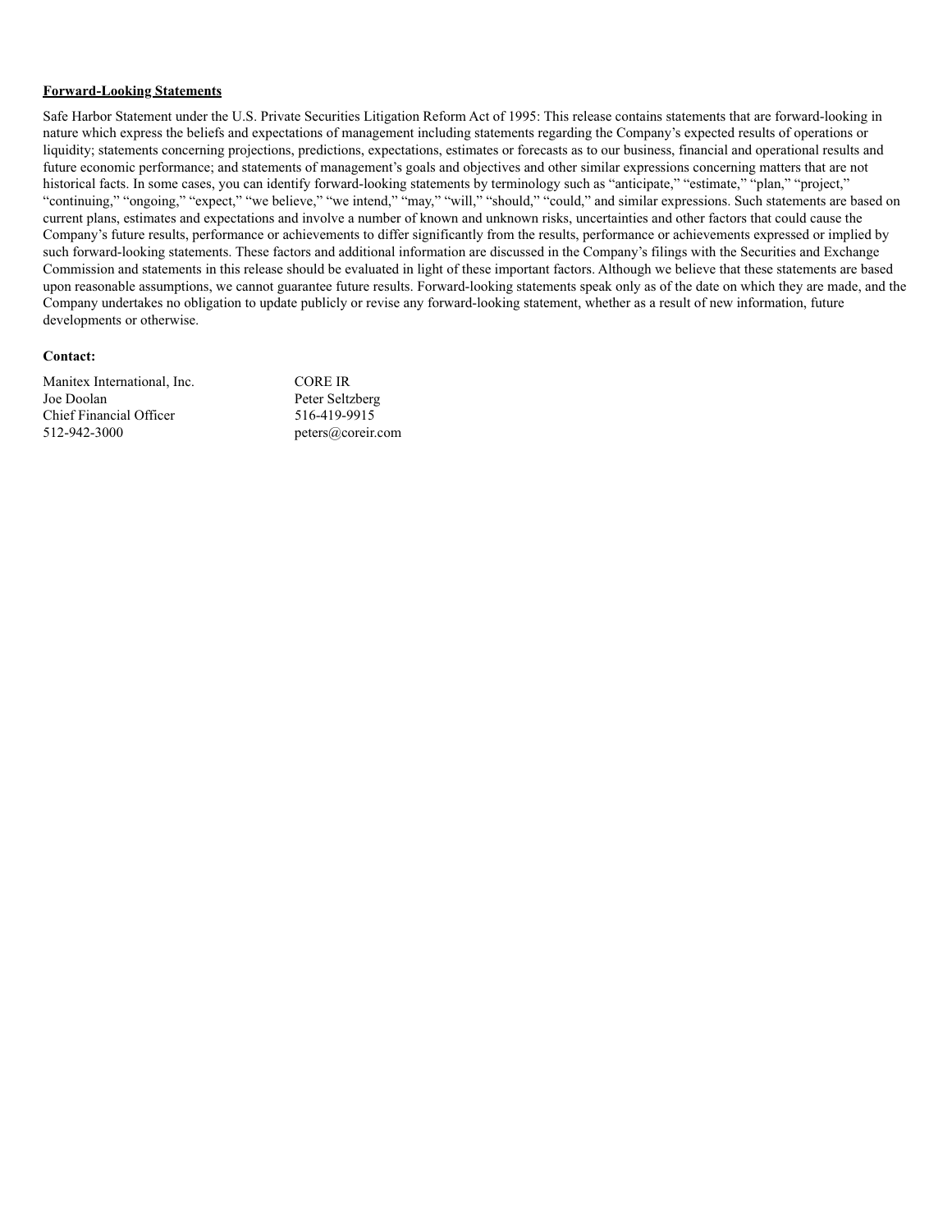**Forward-Looking Statements**

Safe Harbor Statement under the U.S. Private Securities Litigation Reform Act of 1995: This release contains statements that are forward-looking in nature which express the beliefs and expectations of management including statements regarding the Company's expected results of operations or liquidity; statements concerning projections, predictions, expectations, estimates or forecasts as to our business, financial and operational results and future economic performance; and statements of management's goals and objectives and other similar expressions concerning matters that are not historical facts. In some cases, you can identify forward-looking statements by terminology such as "anticipate," "estimate," "plan," "project," "continuing," "ongoing," "expect," "we believe," "we intend," "may," "will," "should," "could," and similar expressions. Such statements are based on current plans, estimates and expectations and involve a number of known and unknown risks, uncertainties and other factors that could cause the Company's future results, performance or achievements to differ significantly from the results, performance or achievements expressed or implied by such forward-looking statements. These factors and additional information are discussed in the Company's filings with the Securities and Exchange Commission and statements in this release should be evaluated in light of these important factors. Although we believe that these statements are based upon reasonable assumptions, we cannot guarantee future results. Forward-looking statements speak only as of the date on which they are made, and the Company undertakes no obligation to update publicly or revise any forward-looking statement, whether as a result of new information, future developments or otherwise.

**Contact:**

| | |
|---|---|
| Manitex International, Inc. | CORE IR |
| Joe Doolan | Peter Seltzberg |
| Chief Financial Officer | 516-419-9915 |
| 512-942-3000 | peters@coreir.com |